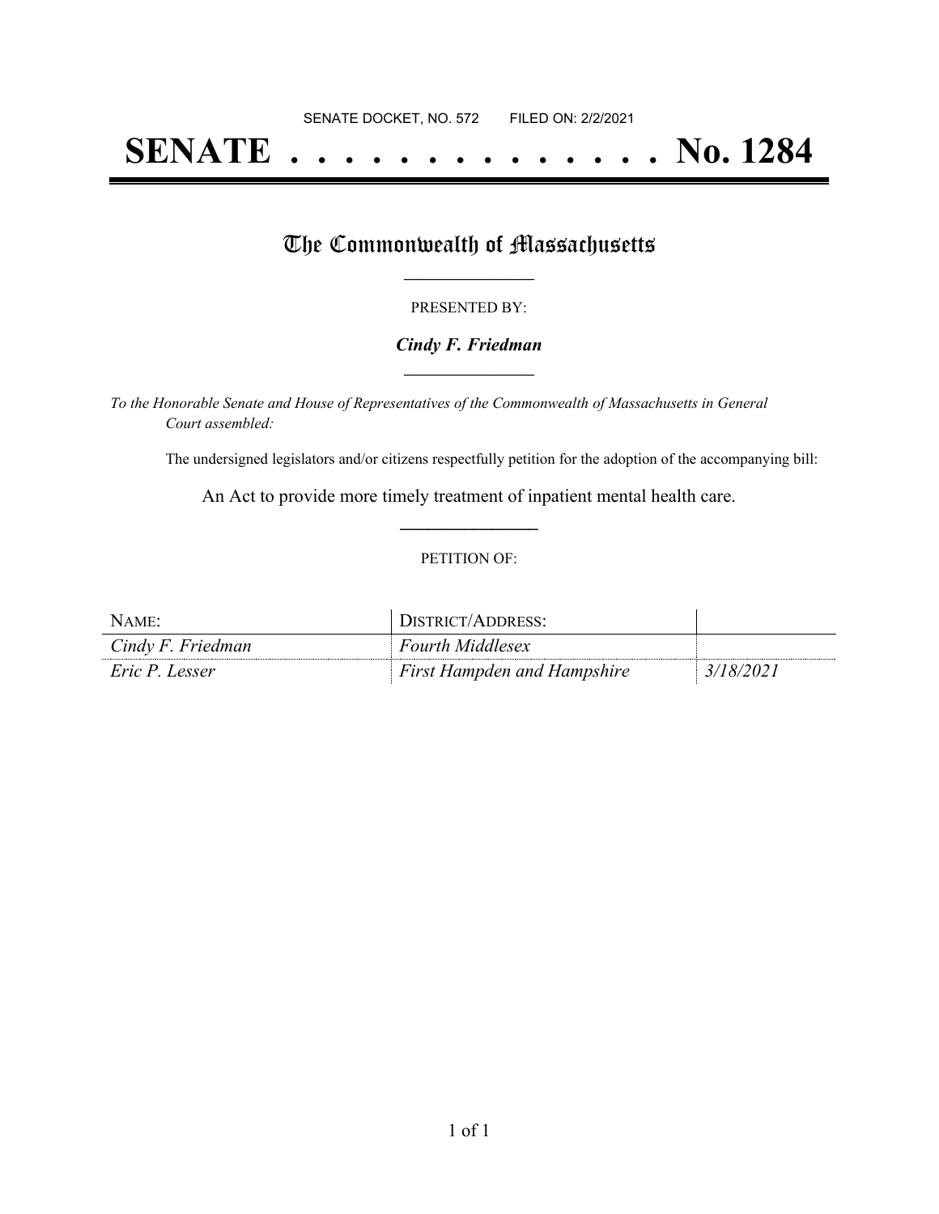SENATE DOCKET, NO. 572        FILED ON: 2/2/2021

# SENATE . . . . . . . . . . . . . . No. 1284

## The Commonwealth of Massachusetts

PRESENTED BY:

***Cindy F. Friedman***

*To the Honorable Senate and House of Representatives of the Commonwealth of Massachusetts in General Court assembled:*

The undersigned legislators and/or citizens respectfully petition for the adoption of the accompanying bill:

An Act to provide more timely treatment of inpatient mental health care.

PETITION OF:

| NAME: | DISTRICT/ADDRESS: | |
|---|---|---|
| *Cindy F. Friedman* | *Fourth Middlesex* | |
| *Eric P. Lesser* | *First Hampden and Hampshire* | *3/18/2021* |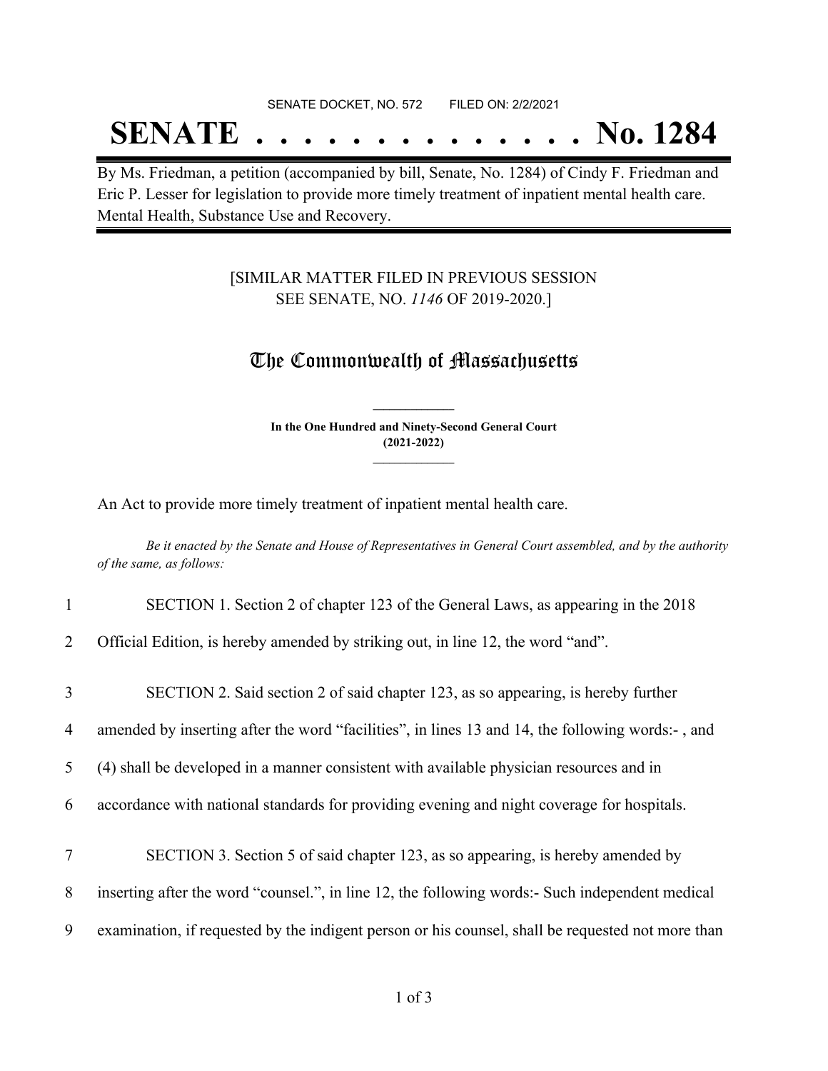SENATE DOCKET, NO. 572 FILED ON: 2/2/2021

# SENATE . . . . . . . . . . . . . . No. 1284

By Ms. Friedman, a petition (accompanied by bill, Senate, No. 1284) of Cindy F. Friedman and Eric P. Lesser for legislation to provide more timely treatment of inpatient mental health care. Mental Health, Substance Use and Recovery.

[SIMILAR MATTER FILED IN PREVIOUS SESSION SEE SENATE, NO. *1146* OF 2019-2020.]

## The Commonwealth of Massachusetts

**In the One Hundred and Ninety-Second General Court (2021-2022)**

An Act to provide more timely treatment of inpatient mental health care.

*Be it enacted by the Senate and House of Representatives in General Court assembled, and by the authority of the same, as follows:*

1 SECTION 1. Section 2 of chapter 123 of the General Laws, as appearing in the 2018
2 Official Edition, is hereby amended by striking out, in line 12, the word "and".

3 SECTION 2. Said section 2 of said chapter 123, as so appearing, is hereby further
4 amended by inserting after the word "facilities", in lines 13 and 14, the following words:- , and
5 (4) shall be developed in a manner consistent with available physician resources and in
6 accordance with national standards for providing evening and night coverage for hospitals.

7 SECTION 3. Section 5 of said chapter 123, as so appearing, is hereby amended by
8 inserting after the word "counsel.", in line 12, the following words:- Such independent medical
9 examination, if requested by the indigent person or his counsel, shall be requested not more than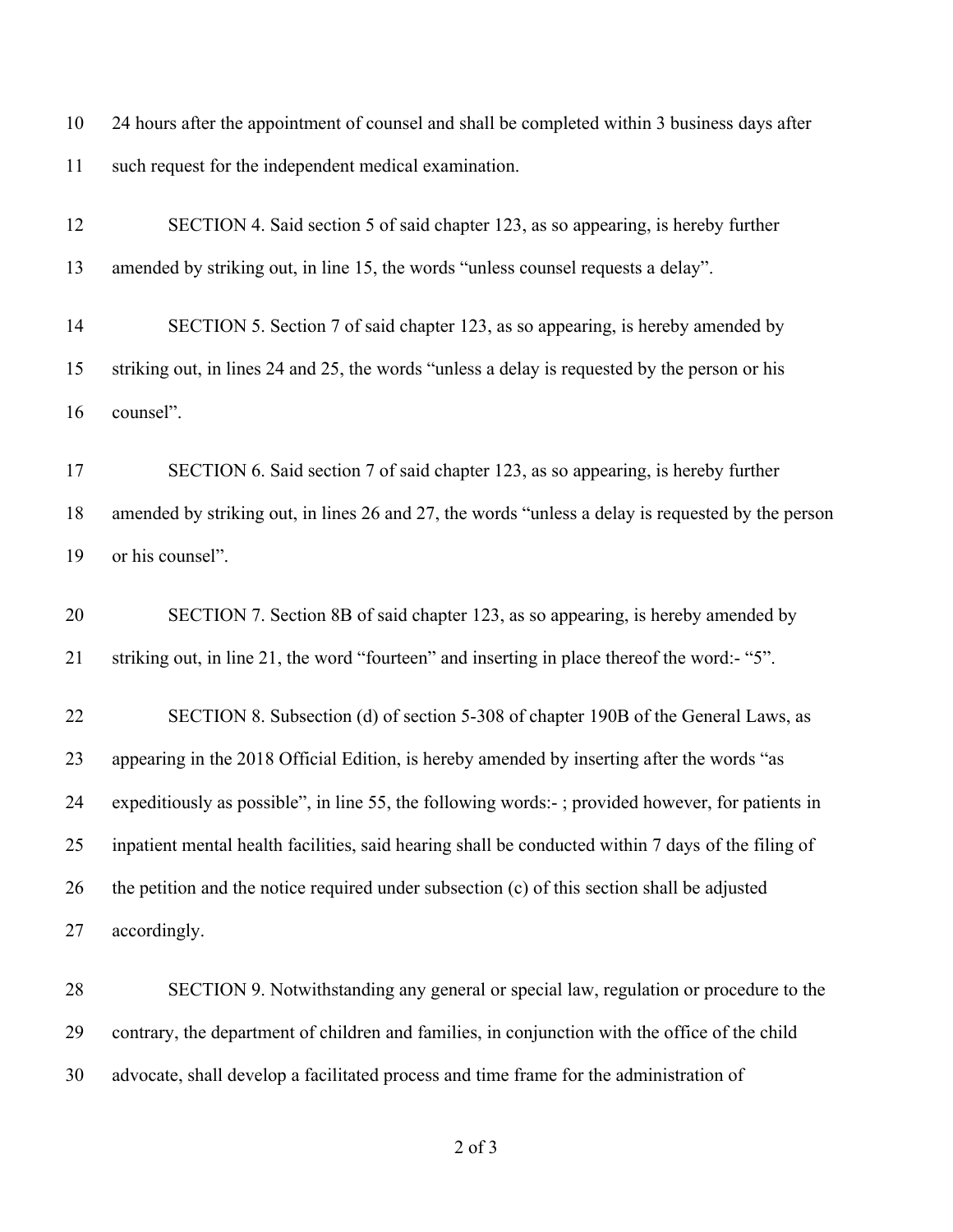24 hours after the appointment of counsel and shall be completed within 3 business days after such request for the independent medical examination.

SECTION 4. Said section 5 of said chapter 123, as so appearing, is hereby further amended by striking out, in line 15, the words "unless counsel requests a delay".

SECTION 5. Section 7 of said chapter 123, as so appearing, is hereby amended by striking out, in lines 24 and 25, the words "unless a delay is requested by the person or his counsel".

SECTION 6. Said section 7 of said chapter 123, as so appearing, is hereby further amended by striking out, in lines 26 and 27, the words "unless a delay is requested by the person or his counsel".

SECTION 7. Section 8B of said chapter 123, as so appearing, is hereby amended by striking out, in line 21, the word "fourteen" and inserting in place thereof the word:- "5".

SECTION 8. Subsection (d) of section 5-308 of chapter 190B of the General Laws, as appearing in the 2018 Official Edition, is hereby amended by inserting after the words "as expeditiously as possible", in line 55, the following words:- ; provided however, for patients in inpatient mental health facilities, said hearing shall be conducted within 7 days of the filing of the petition and the notice required under subsection (c) of this section shall be adjusted accordingly.

SECTION 9. Notwithstanding any general or special law, regulation or procedure to the contrary, the department of children and families, in conjunction with the office of the child advocate, shall develop a facilitated process and time frame for the administration of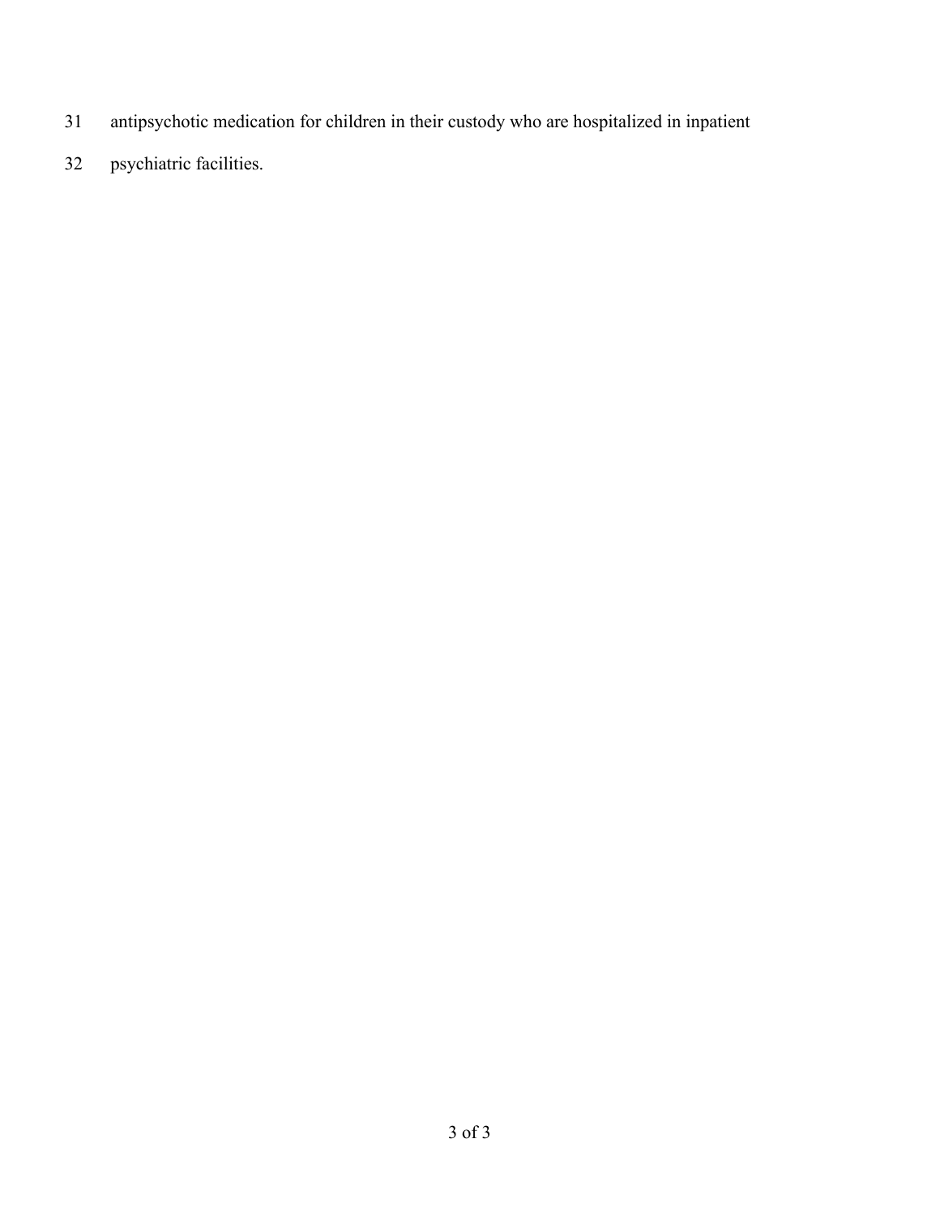antipsychotic medication for children in their custody who are hospitalized in inpatient psychiatric facilities.